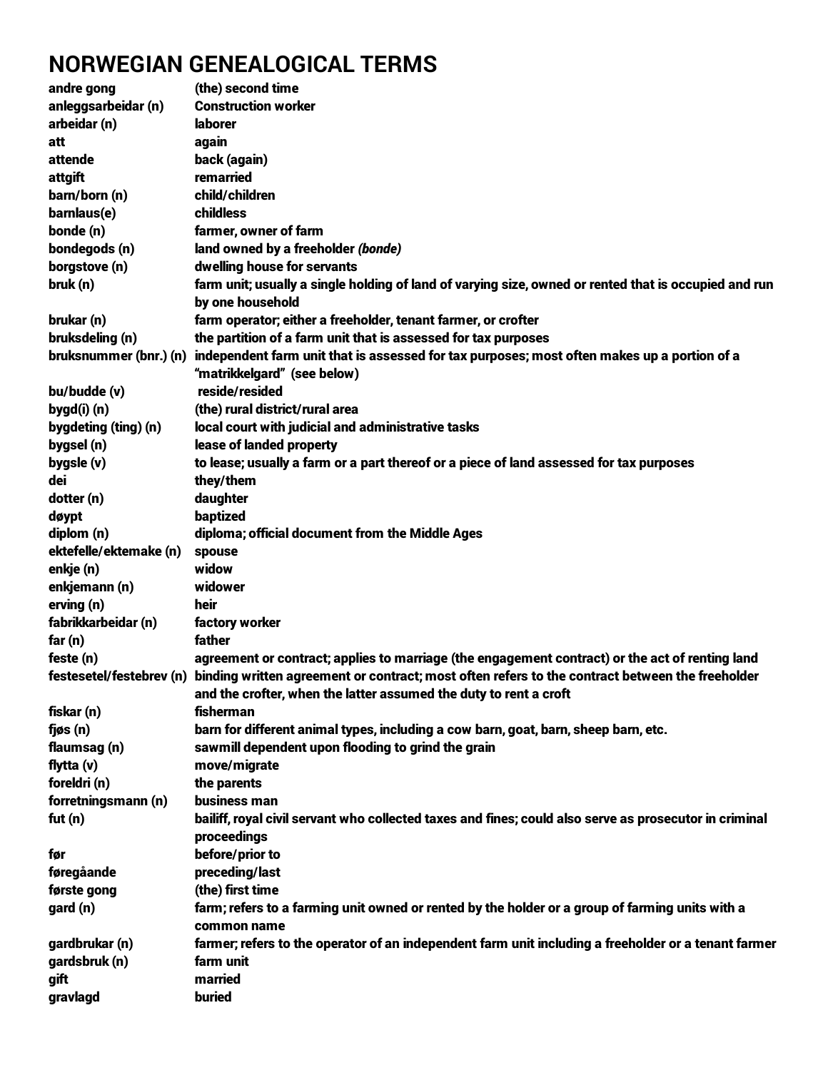# NORWEGIAN GENEALOGICAL TERMS

| | |
|---|---|
| **andre gong** | **(the) second time** |
| **anleggsarbeidar (n)** | **Construction worker** |
| **arbeidar (n)** | **laborer** |
| **att** | **again** |
| **attende** | **back (again)** |
| **attgift** | **remarried** |
| **barn/born (n)** | **child/children** |
| **barnlaus(e)** | **childless** |
| **bonde (n)** | **farmer, owner of farm** |
| **bondegods (n)** | **land owned by a freeholder *(bonde)*** |
| **borgstove (n)** | **dwelling house for servants** |
| **bruk (n)** | **farm unit; usually a single holding of land of varying size, owned or rented that is occupied and run by one household** |
| **brukar (n)** | **farm operator; either a freeholder, tenant farmer, or crofter** |
| **bruksdeling (n)** | **the partition of a farm unit that is assessed for tax purposes** |
| **bruksnummer (bnr.) (n)** | **independent farm unit that is assessed for tax purposes; most often makes up a portion of a "matrikkelgard" (see below)** |
| **bu/budde (v)** | **reside/resided** |
| **bygd(i) (n)** | **(the) rural district/rural area** |
| **bygdeting (ting) (n)** | **local court with judicial and administrative tasks** |
| **bygsel (n)** | **lease of landed property** |
| **bygsle (v)** | **to lease; usually a farm or a part thereof or a piece of land assessed for tax purposes** |
| **dei** | **they/them** |
| **dotter (n)** | **daughter** |
| **døypt** | **baptized** |
| **diplom (n)** | **diploma; official document from the Middle Ages** |
| **ektefelle/ektemake (n)** | **spouse** |
| **enkje (n)** | **widow** |
| **enkjemann (n)** | **widower** |
| **erving (n)** | **heir** |
| **fabrikkarbeidar (n)** | **factory worker** |
| **far (n)** | **father** |
| **feste (n)** | **agreement or contract; applies to marriage (the engagement contract) or the act of renting land** |
| **festesetel/festebrev (n)** | **binding written agreement or contract; most often refers to the contract between the freeholder and the crofter, when the latter assumed the duty to rent a croft** |
| **fiskar (n)** | **fisherman** |
| **fjøs (n)** | **barn for different animal types, including a cow barn, goat, barn, sheep barn, etc.** |
| **flaumsag (n)** | **sawmill dependent upon flooding to grind the grain** |
| **flytta (v)** | **move/migrate** |
| **foreldri (n)** | **the parents** |
| **forretningsmann (n)** | **business man** |
| **fut (n)** | **bailiff, royal civil servant who collected taxes and fines; could also serve as prosecutor in criminal proceedings** |
| **før** | **before/prior to** |
| **føregåande** | **preceding/last** |
| **første gong** | **(the) first time** |
| **gard (n)** | **farm; refers to a farming unit owned or rented by the holder or a group of farming units with a common name** |
| **gardbrukar (n)** | **farmer; refers to the operator of an independent farm unit including a freeholder or a tenant farmer** |
| **gardsbruk (n)** | **farm unit** |
| **gift** | **married** |
| **gravlagd** | **buried** |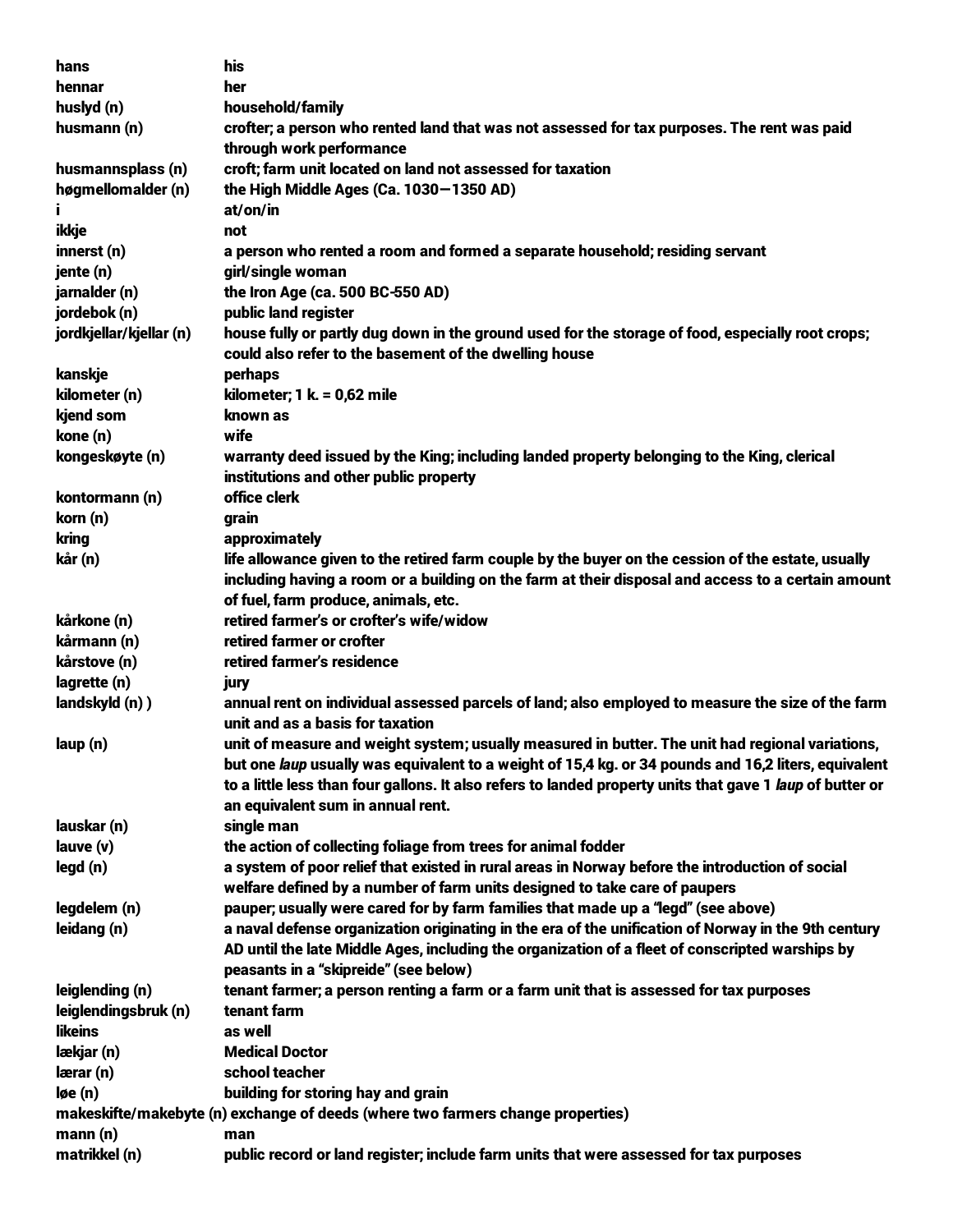| | |
|---|---|
| **hans** | **his** |
| **hennar** | **her** |
| **huslyd (n)** | **household/family** |
| **husmann (n)** | **crofter; a person who rented land that was not assessed for tax purposes. The rent was paid through work performance** |
| **husmannsplass (n)** | **croft; farm unit located on land not assessed for taxation** |
| **høgmellomalder (n)** | **the High Middle Ages (Ca. 1030—1350 AD)** |
| **i** | **at/on/in** |
| **ikkje** | **not** |
| **innerst (n)** | **a person who rented a room and formed a separate household; residing servant** |
| **jente (n)** | **girl/single woman** |
| **jarnalder (n)** | **the Iron Age (ca. 500 BC-550 AD)** |
| **jordebok (n)** | **public land register** |
| **jordkjellar/kjellar (n)** | **house fully or partly dug down in the ground used for the storage of food, especially root crops; could also refer to the basement of the dwelling house** |
| **kanskje** | **perhaps** |
| **kilometer (n)** | **kilometer; 1 k. = 0,62 mile** |
| **kjend som** | **known as** |
| **kone (n)** | **wife** |
| **kongeskøyte (n)** | **warranty deed issued by the King; including landed property belonging to the King, clerical institutions and other public property** |
| **kontormann (n)** | **office clerk** |
| **korn (n)** | **grain** |
| **kring** | **approximately** |
| **kår (n)** | **life allowance given to the retired farm couple by the buyer on the cession of the estate, usually including having a room or a building on the farm at their disposal and access to a certain amount of fuel, farm produce, animals, etc.** |
| **kårkone (n)** | **retired farmer's or crofter's wife/widow** |
| **kårmann (n)** | **retired farmer or crofter** |
| **kårstove (n)** | **retired farmer's residence** |
| **lagrette (n)** | **jury** |
| **landskyld (n) )** | **annual rent on individual assessed parcels of land; also employed to measure the size of the farm unit and as a basis for taxation** |
| **laup (n)** | **unit of measure and weight system; usually measured in butter. The unit had regional variations, but one *laup* usually was equivalent to a weight of 15,4 kg. or 34 pounds and 16,2 liters, equivalent to a little less than four gallons. It also refers to landed property units that gave 1 *laup* of butter or an equivalent sum in annual rent.** |
| **lauskar (n)** | **single man** |
| **lauve (v)** | **the action of collecting foliage from trees for animal fodder** |
| **legd (n)** | **a system of poor relief that existed in rural areas in Norway before the introduction of social welfare defined by a number of farm units designed to take care of paupers** |
| **legdelem (n)** | **pauper; usually were cared for by farm families that made up a "legd" (see above)** |
| **leidang (n)** | **a naval defense organization originating in the era of the unification of Norway in the 9th century AD until the late Middle Ages, including the organization of a fleet of conscripted warships by peasants in a "skipreide" (see below)** |
| **leiglending (n)** | **tenant farmer; a person renting a farm or a farm unit that is assessed for tax purposes** |
| **leiglendingsbruk (n)** | **tenant farm** |
| **likeins** | **as well** |
| **lækjar (n)** | **Medical Doctor** |
| **lærar (n)** | **school teacher** |
| **løe (n)** | **building for storing hay and grain** |
| **makeskifte/makebyte (n)** | **exchange of deeds (where two farmers change properties)** |
| **mann (n)** | **man** |
| **matrikkel (n)** | **public record or land register; include farm units that were assessed for tax purposes** |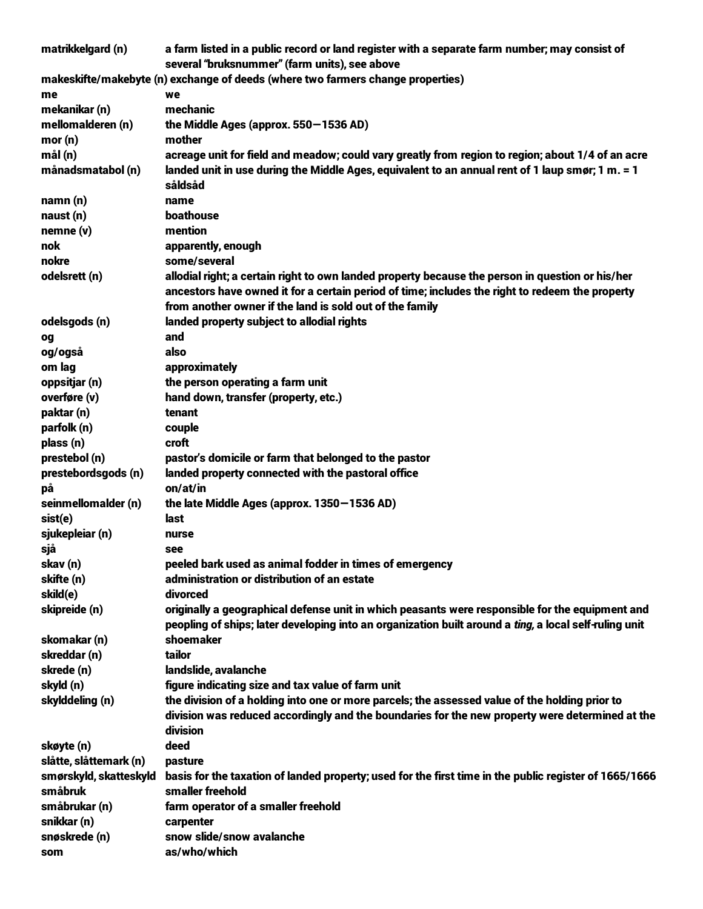| | |
|---|---|
| **matrikkelgard (n)** | **a farm listed in a public record or land register with a separate farm number; may consist of several "bruksnummer" (farm units), see above** |
| **makeskifte/makebyte (n)** | **exchange of deeds (where two farmers change properties)** |
| **me** | **we** |
| **mekanikar (n)** | **mechanic** |
| **mellomalderen (n)** | **the Middle Ages (approx. 550—1536 AD)** |
| **mor (n)** | **mother** |
| **mål (n)** | **acreage unit for field and meadow; could vary greatly from region to region; about 1/4 of an acre** |
| **månadsmatabol (n)** | **landed unit in use during the Middle Ages, equivalent to an annual rent of 1 laup smør; 1 m. = 1 såldsåd** |
| **namn (n)** | **name** |
| **naust (n)** | **boathouse** |
| **nemne (v)** | **mention** |
| **nok** | **apparently, enough** |
| **nokre** | **some/several** |
| **odelsrett (n)** | **allodial right; a certain right to own landed property because the person in question or his/her ancestors have owned it for a certain period of time; includes the right to redeem the property from another owner if the land is sold out of the family** |
| **odelsgods (n)** | **landed property subject to allodial rights** |
| **og** | **and** |
| **og/også** | **also** |
| **om lag** | **approximately** |
| **oppsitjar (n)** | **the person operating a farm unit** |
| **overføre (v)** | **hand down, transfer (property, etc.)** |
| **paktar (n)** | **tenant** |
| **parfolk (n)** | **couple** |
| **plass (n)** | **croft** |
| **prestebol (n)** | **pastor's domicile or farm that belonged to the pastor** |
| **prestebordsgods (n)** | **landed property connected with the pastoral office** |
| **på** | **on/at/in** |
| **seinmellomalder (n)** | **the late Middle Ages (approx. 1350—1536 AD)** |
| **sist(e)** | **last** |
| **sjukepleiar (n)** | **nurse** |
| **sjå** | **see** |
| **skav (n)** | **peeled bark used as animal fodder in times of emergency** |
| **skifte (n)** | **administration or distribution of an estate** |
| **skild(e)** | **divorced** |
| **skipreide (n)** | **originally a geographical defense unit in which peasants were responsible for the equipment and peopling of ships; later developing into an organization built around a *ting*, a local self-ruling unit** |
| **skomakar (n)** | **shoemaker** |
| **skreddar (n)** | **tailor** |
| **skrede (n)** | **landslide, avalanche** |
| **skyld (n)** | **figure indicating size and tax value of farm unit** |
| **skylddeling (n)** | **the division of a holding into one or more parcels; the assessed value of the holding prior to division was reduced accordingly and the boundaries for the new property were determined at the division** |
| **skøyte (n)** | **deed** |
| **slåtte, slåttemark (n)** | **pasture** |
| **smørskyld, skatteskyld** | **basis for the taxation of landed property; used for the first time in the public register of 1665/1666** |
| **småbruk** | **smaller freehold** |
| **småbrukar (n)** | **farm operator of a smaller freehold** |
| **snikkar (n)** | **carpenter** |
| **snøskrede (n)** | **snow slide/snow avalanche** |
| **som** | **as/who/which** |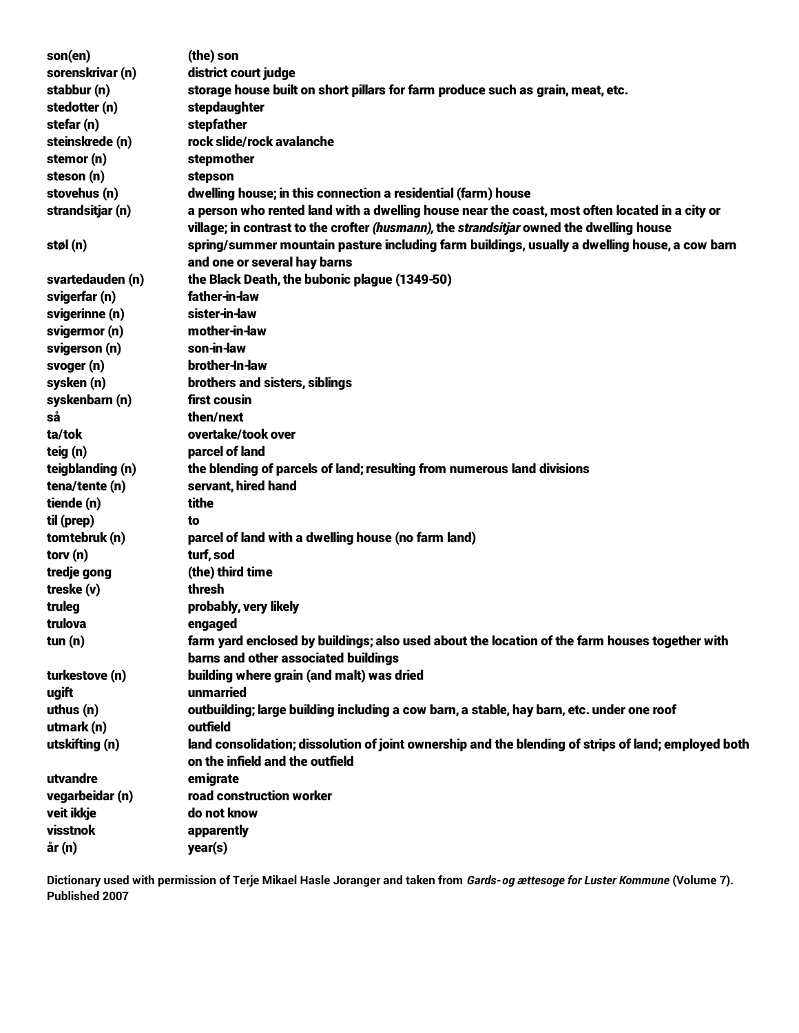| | |
|---|---|
| **son(en)** | **(the) son** |
| **sorenskrivar (n)** | **district court judge** |
| **stabbur (n)** | **storage house built on short pillars for farm produce such as grain, meat, etc.** |
| **stedotter (n)** | **stepdaughter** |
| **stefar (n)** | **stepfather** |
| **steinskrede (n)** | **rock slide/rock avalanche** |
| **stemor (n)** | **stepmother** |
| **steson (n)** | **stepson** |
| **stovehus (n)** | **dwelling house; in this connection a residential (farm) house** |
| **strandsitjar (n)** | **a person who rented land with a dwelling house near the coast, most often located in a city or village; in contrast to the crofter *(husmann),* the *strandsitjar* owned the dwelling house** |
| **støl (n)** | **spring/summer mountain pasture including farm buildings, usually a dwelling house, a cow barn and one or several hay barns** |
| **svartedauden (n)** | **the Black Death, the bubonic plague (1349-50)** |
| **svigerfar (n)** | **father-in-law** |
| **svigerinne (n)** | **sister-in-law** |
| **svigermor (n)** | **mother-in-law** |
| **svigerson (n)** | **son-in-law** |
| **svoger (n)** | **brother-In-law** |
| **sysken (n)** | **brothers and sisters, siblings** |
| **syskenbarn (n)** | **first cousin** |
| **så** | **then/next** |
| **ta/tok** | **overtake/took over** |
| **teig (n)** | **parcel of land** |
| **teigblanding (n)** | **the blending of parcels of land; resulting from numerous land divisions** |
| **tena/tente (n)** | **servant, hired hand** |
| **tiende (n)** | **tithe** |
| **til (prep)** | **to** |
| **tomtebruk (n)** | **parcel of land with a dwelling house (no farm land)** |
| **torv (n)** | **turf, sod** |
| **tredje gong** | **(the) third time** |
| **treske (v)** | **thresh** |
| **truleg** | **probably, very likely** |
| **trulova** | **engaged** |
| **tun (n)** | **farm yard enclosed by buildings; also used about the location of the farm houses together with barns and other associated buildings** |
| **turkestove (n)** | **building where grain (and malt) was dried** |
| **ugift** | **unmarried** |
| **uthus (n)** | **outbuilding; large building including a cow barn, a stable, hay barn, etc. under one roof** |
| **utmark (n)** | **outfield** |
| **utskifting (n)** | **land consolidation; dissolution of joint ownership and the blending of strips of land; employed both on the infield and the outfield** |
| **utvandre** | **emigrate** |
| **vegarbeidar (n)** | **road construction worker** |
| **veit ikkje** | **do not know** |
| **visstnok** | **apparently** |
| **år (n)** | **year(s)** |

**Dictionary used with permission of Terje Mikael Hasle Joranger and taken from *Gards- og ættesoge for Luster Kommune* (Volume 7). Published 2007**